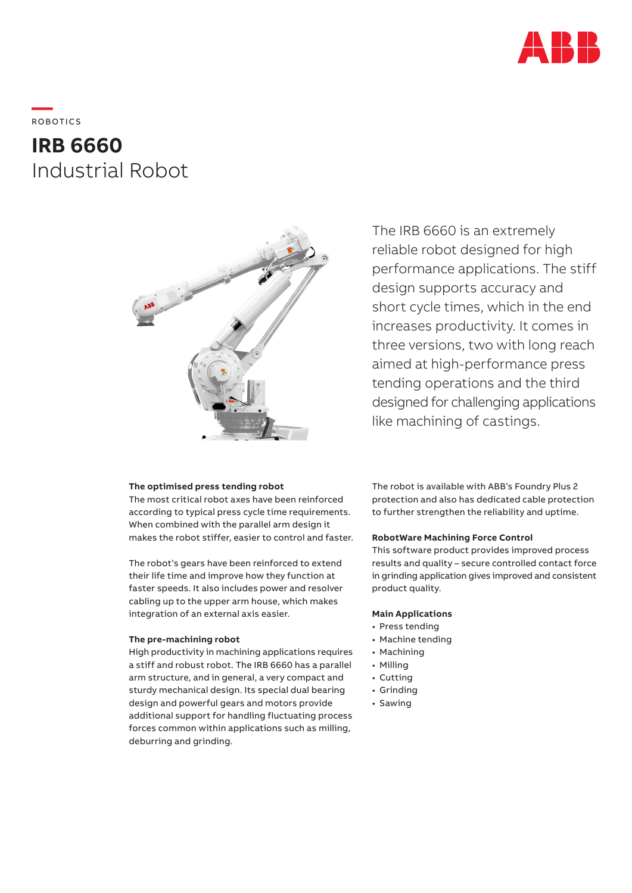ROBOTICS

# IRB 6660
## Industrial Robot

The IRB 6660 is an extremely reliable robot designed for high performance applications. The stiff design supports accuracy and short cycle times, which in the end increases productivity. It comes in three versions, two with long reach aimed at high-performance press tending operations and the third designed for challenging applications like machining of castings.

**The optimised press tending robot**
The most critical robot axes have been reinforced according to typical press cycle time requirements. When combined with the parallel arm design it makes the robot stiffer, easier to control and faster.

The robot's gears have been reinforced to extend their life time and improve how they function at faster speeds. It also includes power and resolver cabling up to the upper arm house, which makes integration of an external axis easier.

**The pre-machining robot**
High productivity in machining applications requires a stiff and robust robot. The IRB 6660 has a parallel arm structure, and in general, a very compact and sturdy mechanical design. Its special dual bearing design and powerful gears and motors provide additional support for handling fluctuating process forces common within applications such as milling, deburring and grinding.

The robot is available with ABB's Foundry Plus 2 protection and also has dedicated cable protection to further strengthen the reliability and uptime.

**RobotWare Machining Force Control**
This software product provides improved process results and quality – secure controlled contact force in grinding application gives improved and consistent product quality.

**Main Applications**
- Press tending
- Machine tending
- Machining
- Milling
- Cutting
- Grinding
- Sawing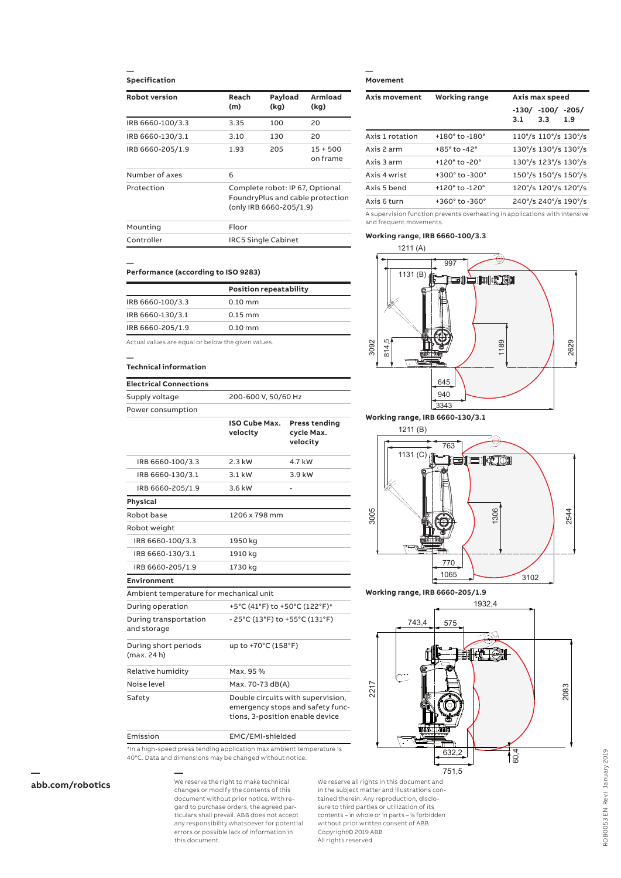## Specification

| Robot version | Reach (m) | Payload (kg) | Armload (kg) |
|---|---|---|---|
| IRB 6660-100/3.3 | 3.35 | 100 | 20 |
| IRB 6660-130/3.1 | 3.10 | 130 | 20 |
| IRB 6660-205/1.9 | 1.93 | 205 | 15 + 500 on frame |
| Number of axes | 6 | | |
| Protection | Complete robot: IP 67, Optional FoundryPlus and cable protection (only IRB 6660-205/1.9) | | |
| Mounting | Floor | | |
| Controller | IRC5 Single Cabinet | | |

## Performance (according to ISO 9283)

| | Position repeatability |
|---|---|
| IRB 6660-100/3.3 | 0.10 mm |
| IRB 6660-130/3.1 | 0.15 mm |
| IRB 6660-205/1.9 | 0.10 mm |

Actual values are equal or below the given values.

## Technical information

| **Electrical Connections** | | |
|---|---|---|
| Supply voltage | 200-600 V, 50/60 Hz | |
| Power consumption | | |
| | **ISO Cube Max. velocity** | **Press tending cycle Max. velocity** |
| IRB 6660-100/3.3 | 2.3 kW | 4.7 kW |
| IRB 6660-130/3.1 | 3.1 kW | 3.9 kW |
| IRB 6660-205/1.9 | 3.6 kW | - |
| **Physical** | | |
| Robot base | 1206 x 798 mm | |
| Robot weight | | |
| IRB 6660-100/3.3 | 1950 kg | |
| IRB 6660-130/3.1 | 1910 kg | |
| IRB 6660-205/1.9 | 1730 kg | |
| **Environment** | | |
| Ambient temperature for mechanical unit | | |
| During operation | +5°C (41°F) to +50°C (122°F)* | |
| During transportation and storage | - 25°C (13°F) to +55°C (131°F) | |
| During short periods (max. 24 h) | up to +70°C (158°F) | |
| Relative humidity | Max. 95 % | |
| Noise level | Max. 70-73 dB(A) | |
| Safety | Double circuits with supervision, emergency stops and safety functions, 3-position enable device | |
| Emission | EMC/EMI-shielded | |

*In a high-speed press tending application max ambient temperature is 40°C. Data and dimensions may be changed without notice.

## Movement

| Axis movement | Working range | Axis max speed -130/3.1 | -100/3.3 | -205/1.9 |
|---|---|---|---|---|
| Axis 1 rotation | +180° to -180° | 110°/s | 110°/s | 130°/s |
| Axis 2 arm | +85° to -42° | 130°/s | 130°/s | 130°/s |
| Axis 3 arm | +120° to -20° | 130°/s | 123°/s | 130°/s |
| Axis 4 wrist | +300° to -300° | 150°/s | 150°/s | 150°/s |
| Axis 5 bend | +120° to -120° | 120°/s | 120°/s | 120°/s |
| Axis 6 turn | +360° to -360° | 240°/s | 240°/s | 190°/s |

A supervision function prevents overheating in applications with intensive and frequent movements.

### Working range, IRB 6660-100/3.3

1211 (A)
997
1131 (B)
3092
814,5
1189
2629
645
940
3343

### Working range, IRB 6660-130/3.1

1211 (B)
763
1131 (C)
3005
1306
2544
770
1065
3102

### Working range, IRB 6660-205/1.9

1932,4
743,4
575
2217
2083
632,2
60,4
751,5

abb.com/robotics

We reserve the right to make technical changes or modify the contents of this document without prior notice. With regard to purchase orders, the agreed particulars shall prevail. ABB does not accept any responsibility whatsoever for potential errors or possible lack of information in this document.

We reserve all rights in this document and in the subject matter and illustrations contained therein. Any reproduction, disclosure to third parties or utilization of its contents – in whole or in parts – is forbidden without prior written consent of ABB.
Copyright© 2019 ABB
All rights reserved

ROB0053EN Rev.I January 2019